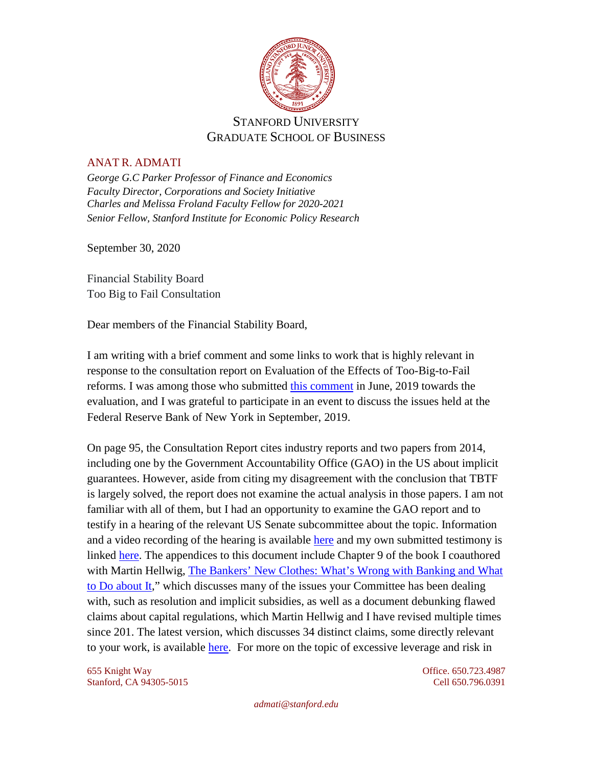STANFORD UNIVERSITY
GRADUATE SCHOOL OF BUSINESS

ANAT R. ADMATI
*George G.C Parker Professor of Finance and Economics*
*Faculty Director, Corporations and Society Initiative*
*Charles and Melissa Froland Faculty Fellow for 2020-2021*
*Senior Fellow, Stanford Institute for Economic Policy Research*

September 30, 2020

Financial Stability Board
Too Big to Fail Consultation

Dear members of the Financial Stability Board,

I am writing with a brief comment and some links to work that is highly relevant in response to the consultation report on Evaluation of the Effects of Too-Big-to-Fail reforms. I was among those who submitted this comment in June, 2019 towards the evaluation, and I was grateful to participate in an event to discuss the issues held at the Federal Reserve Bank of New York in September, 2019.

On page 95, the Consultation Report cites industry reports and two papers from 2014, including one by the Government Accountability Office (GAO) in the US about implicit guarantees. However, aside from citing my disagreement with the conclusion that TBTF is largely solved, the report does not examine the actual analysis in those papers. I am not familiar with all of them, but I had an opportunity to examine the GAO report and to testify in a hearing of the relevant US Senate subcommittee about the topic. Information and a video recording of the hearing is available here and my own submitted testimony is linked here. The appendices to this document include Chapter 9 of the book I coauthored with Martin Hellwig, The Bankers' New Clothes: What's Wrong with Banking and What to Do about It," which discusses many of the issues your Committee has been dealing with, such as resolution and implicit subsidies, as well as a document debunking flawed claims about capital regulations, which Martin Hellwig and I have revised multiple times since 201. The latest version, which discusses 34 distinct claims, some directly relevant to your work, is available here. For more on the topic of excessive leverage and risk in

655 Knight Way
Stanford, CA 94305-5015

Office. 650.723.4987
Cell 650.796.0391

*admati@stanford.edu*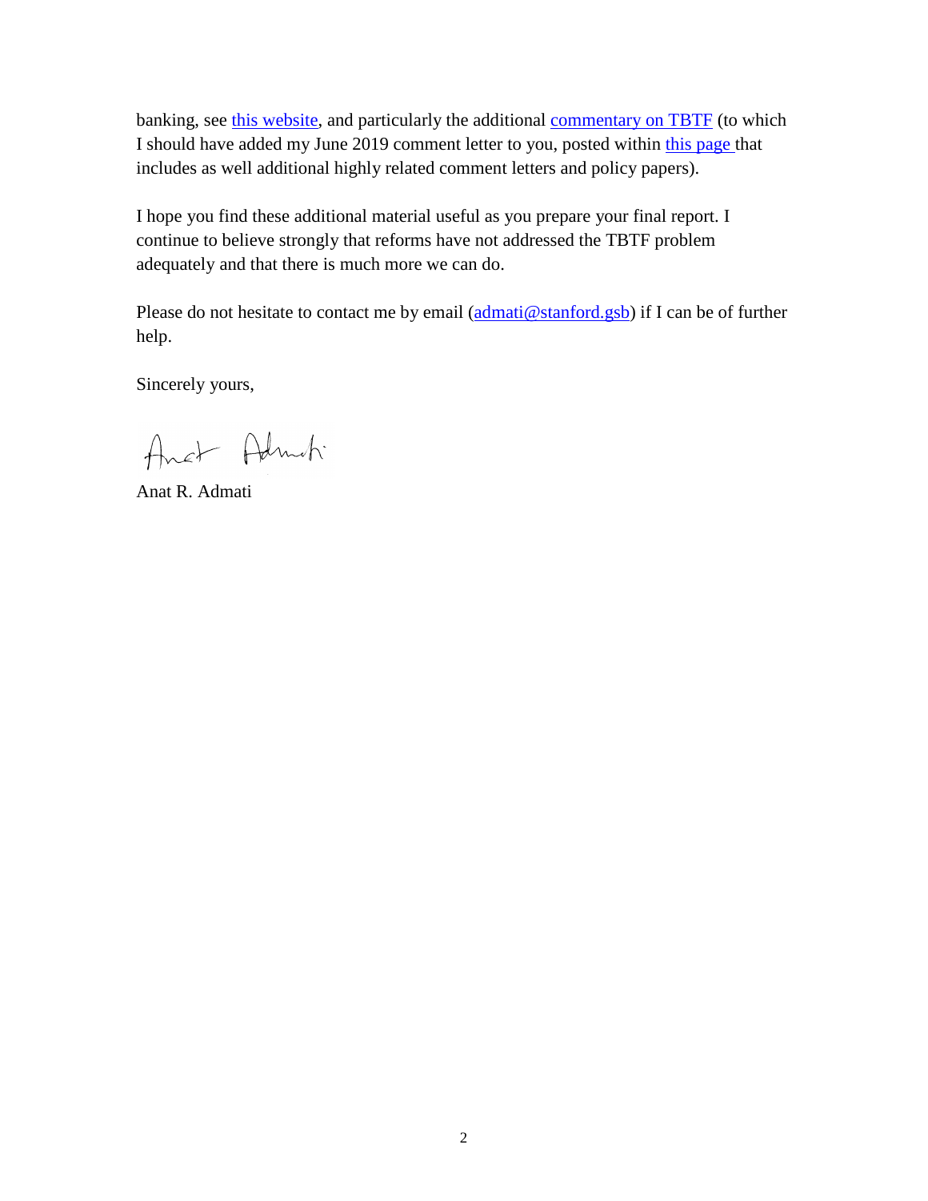banking, see this website, and particularly the additional commentary on TBTF (to which I should have added my June 2019 comment letter to you, posted within this page that includes as well additional highly related comment letters and policy papers).

I hope you find these additional material useful as you prepare your final report. I continue to believe strongly that reforms have not addressed the TBTF problem adequately and that there is much more we can do.

Please do not hesitate to contact me by email (admati@stanford.gsb) if I can be of further help.

Sincerely yours,

Anat R. Admati